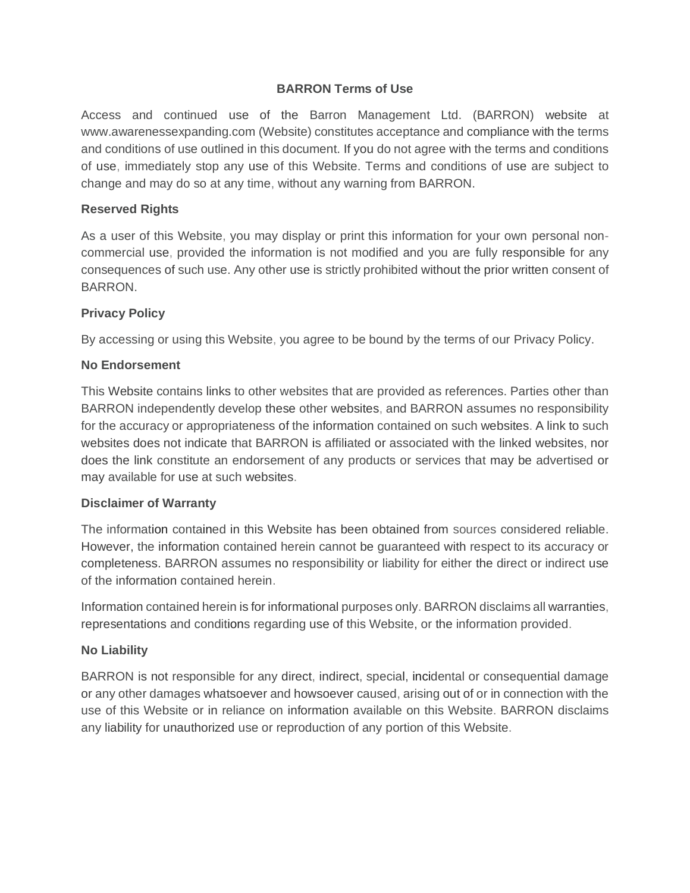# BARRON Terms of Use

Access and continued use of the Barron Management Ltd. (BARRON) website at www.awarenessexpanding.com (Website) constitutes acceptance and compliance with the terms and conditions of use outlined in this document. If you do not agree with the terms and conditions of use, immediately stop any use of this Website. Terms and conditions of use are subject to change and may do so at any time, without any warning from BARRON.

## Reserved Rights

As a user of this Website, you may display or print this information for your own personal non-commercial use, provided the information is not modified and you are fully responsible for any consequences of such use. Any other use is strictly prohibited without the prior written consent of BARRON.

## Privacy Policy

By accessing or using this Website, you agree to be bound by the terms of our Privacy Policy.

## No Endorsement

This Website contains links to other websites that are provided as references. Parties other than BARRON independently develop these other websites, and BARRON assumes no responsibility for the accuracy or appropriateness of the information contained on such websites. A link to such websites does not indicate that BARRON is affiliated or associated with the linked websites, nor does the link constitute an endorsement of any products or services that may be advertised or may available for use at such websites.

## Disclaimer of Warranty

The information contained in this Website has been obtained from sources considered reliable. However, the information contained herein cannot be guaranteed with respect to its accuracy or completeness. BARRON assumes no responsibility or liability for either the direct or indirect use of the information contained herein.

Information contained herein is for informational purposes only. BARRON disclaims all warranties, representations and conditions regarding use of this Website, or the information provided.

## No Liability

BARRON is not responsible for any direct, indirect, special, incidental or consequential damage or any other damages whatsoever and howsoever caused, arising out of or in connection with the use of this Website or in reliance on information available on this Website. BARRON disclaims any liability for unauthorized use or reproduction of any portion of this Website.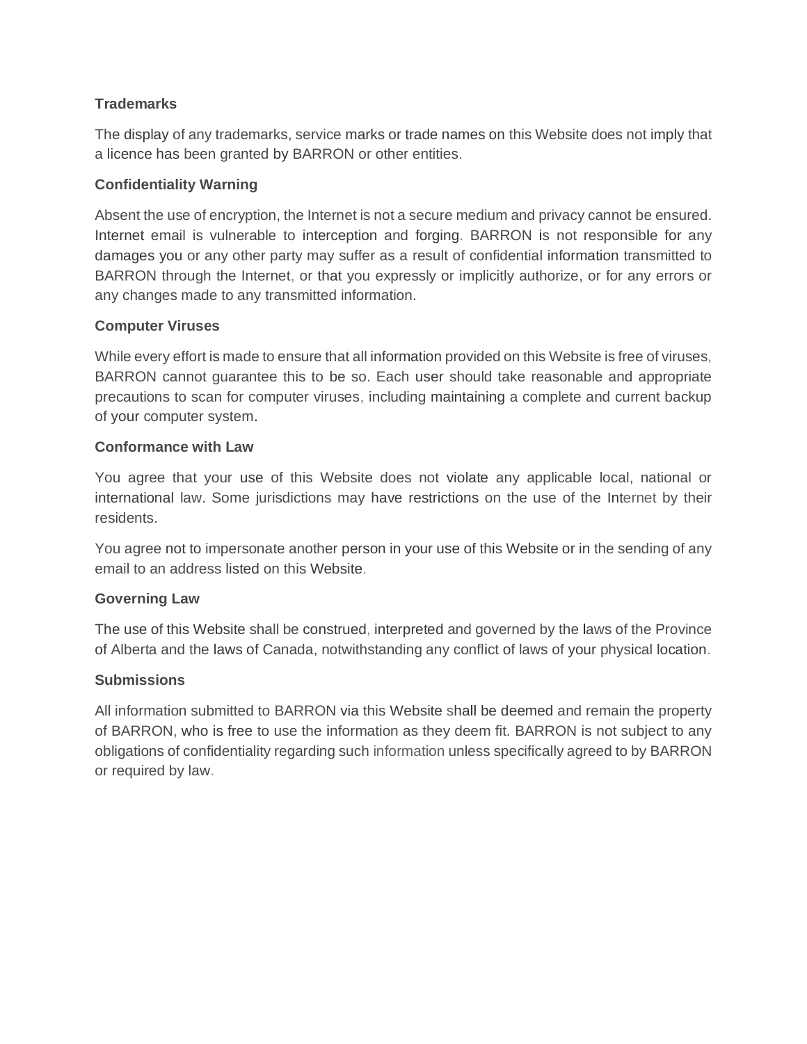**Trademarks**

The display of any trademarks, service marks or trade names on this Website does not imply that a licence has been granted by BARRON or other entities.

**Confidentiality Warning**

Absent the use of encryption, the Internet is not a secure medium and privacy cannot be ensured. Internet email is vulnerable to interception and forging. BARRON is not responsible for any damages you or any other party may suffer as a result of confidential information transmitted to BARRON through the Internet, or that you expressly or implicitly authorize, or for any errors or any changes made to any transmitted information.

**Computer Viruses**

While every effort is made to ensure that all information provided on this Website is free of viruses, BARRON cannot guarantee this to be so. Each user should take reasonable and appropriate precautions to scan for computer viruses, including maintaining a complete and current backup of your computer system.

**Conformance with Law**

You agree that your use of this Website does not violate any applicable local, national or international law. Some jurisdictions may have restrictions on the use of the Internet by their residents.

You agree not to impersonate another person in your use of this Website or in the sending of any email to an address listed on this Website.

**Governing Law**

The use of this Website shall be construed, interpreted and governed by the laws of the Province of Alberta and the laws of Canada, notwithstanding any conflict of laws of your physical location.

**Submissions**

All information submitted to BARRON via this Website shall be deemed and remain the property of BARRON, who is free to use the information as they deem fit. BARRON is not subject to any obligations of confidentiality regarding such information unless specifically agreed to by BARRON or required by law.